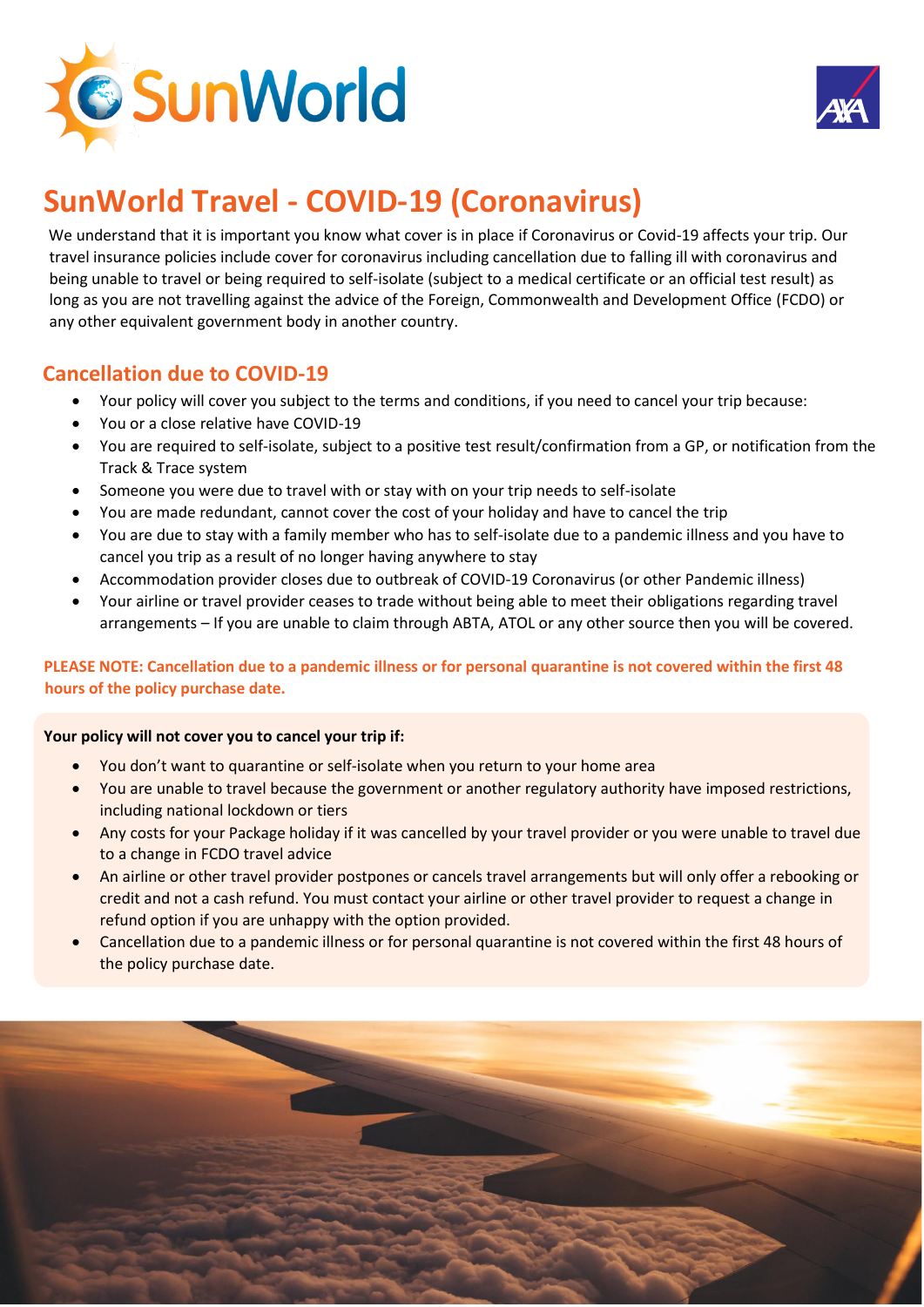# SunWorld Travel - COVID-19 (Coronavirus)

We understand that it is important you know what cover is in place if Coronavirus or Covid-19 affects your trip. Our travel insurance policies include cover for coronavirus including cancellation due to falling ill with coronavirus and being unable to travel or being required to self-isolate (subject to a medical certificate or an official test result) as long as you are not travelling against the advice of the Foreign, Commonwealth and Development Office (FCDO) or any other equivalent government body in another country.

## Cancellation due to COVID-19

- Your policy will cover you subject to the terms and conditions, if you need to cancel your trip because:
- You or a close relative have COVID-19
- You are required to self-isolate, subject to a positive test result/confirmation from a GP, or notification from the Track & Trace system
- Someone you were due to travel with or stay with on your trip needs to self-isolate
- You are made redundant, cannot cover the cost of your holiday and have to cancel the trip
- You are due to stay with a family member who has to self-isolate due to a pandemic illness and you have to cancel you trip as a result of no longer having anywhere to stay
- Accommodation provider closes due to outbreak of COVID-19 Coronavirus (or other Pandemic illness)
- Your airline or travel provider ceases to trade without being able to meet their obligations regarding travel arrangements – If you are unable to claim through ABTA, ATOL or any other source then you will be covered.

**PLEASE NOTE: Cancellation due to a pandemic illness or for personal quarantine is not covered within the first 48 hours of the policy purchase date.**

**Your policy will not cover you to cancel your trip if:**

- You don't want to quarantine or self-isolate when you return to your home area
- You are unable to travel because the government or another regulatory authority have imposed restrictions, including national lockdown or tiers
- Any costs for your Package holiday if it was cancelled by your travel provider or you were unable to travel due to a change in FCDO travel advice
- An airline or other travel provider postpones or cancels travel arrangements but will only offer a rebooking or credit and not a cash refund. You must contact your airline or other travel provider to request a change in refund option if you are unhappy with the option provided.
- Cancellation due to a pandemic illness or for personal quarantine is not covered within the first 48 hours of the policy purchase date.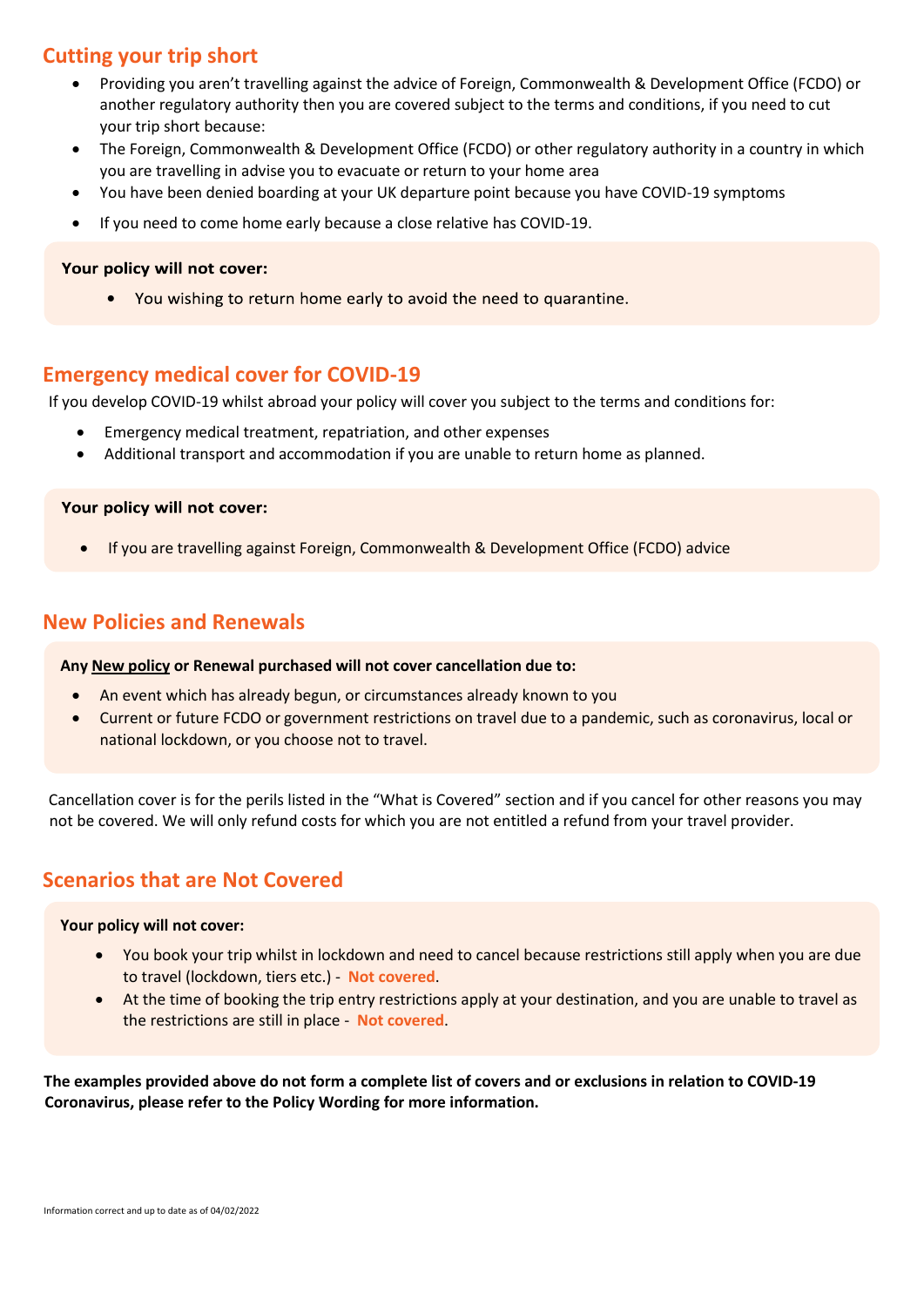## Cutting your trip short

- Providing you aren't travelling against the advice of Foreign, Commonwealth & Development Office (FCDO) or another regulatory authority then you are covered subject to the terms and conditions, if you need to cut your trip short because:
- The Foreign, Commonwealth & Development Office (FCDO) or other regulatory authority in a country in which you are travelling in advise you to evacuate or return to your home area
- You have been denied boarding at your UK departure point because you have COVID-19 symptoms
- If you need to come home early because a close relative has COVID-19.

**Your policy will not cover:**

- You wishing to return home early to avoid the need to quarantine.

## Emergency medical cover for COVID-19

If you develop COVID-19 whilst abroad your policy will cover you subject to the terms and conditions for:

- Emergency medical treatment, repatriation, and other expenses
- Additional transport and accommodation if you are unable to return home as planned.

**Your policy will not cover:**

- If you are travelling against Foreign, Commonwealth & Development Office (FCDO) advice

## New Policies and Renewals

**Any <u>New policy</u> or Renewal purchased will not cover cancellation due to:**

- An event which has already begun, or circumstances already known to you
- Current or future FCDO or government restrictions on travel due to a pandemic, such as coronavirus, local or national lockdown, or you choose not to travel.

Cancellation cover is for the perils listed in the "What is Covered" section and if you cancel for other reasons you may not be covered. We will only refund costs for which you are not entitled a refund from your travel provider.

## Scenarios that are Not Covered

**Your policy will not cover:**

- You book your trip whilst in lockdown and need to cancel because restrictions still apply when you are due to travel (lockdown, tiers etc.) - **Not covered**.
- At the time of booking the trip entry restrictions apply at your destination, and you are unable to travel as the restrictions are still in place - **Not covered**.

**The examples provided above do not form a complete list of covers and or exclusions in relation to COVID-19 Coronavirus, please refer to the Policy Wording for more information.**

Information correct and up to date as of 04/02/2022